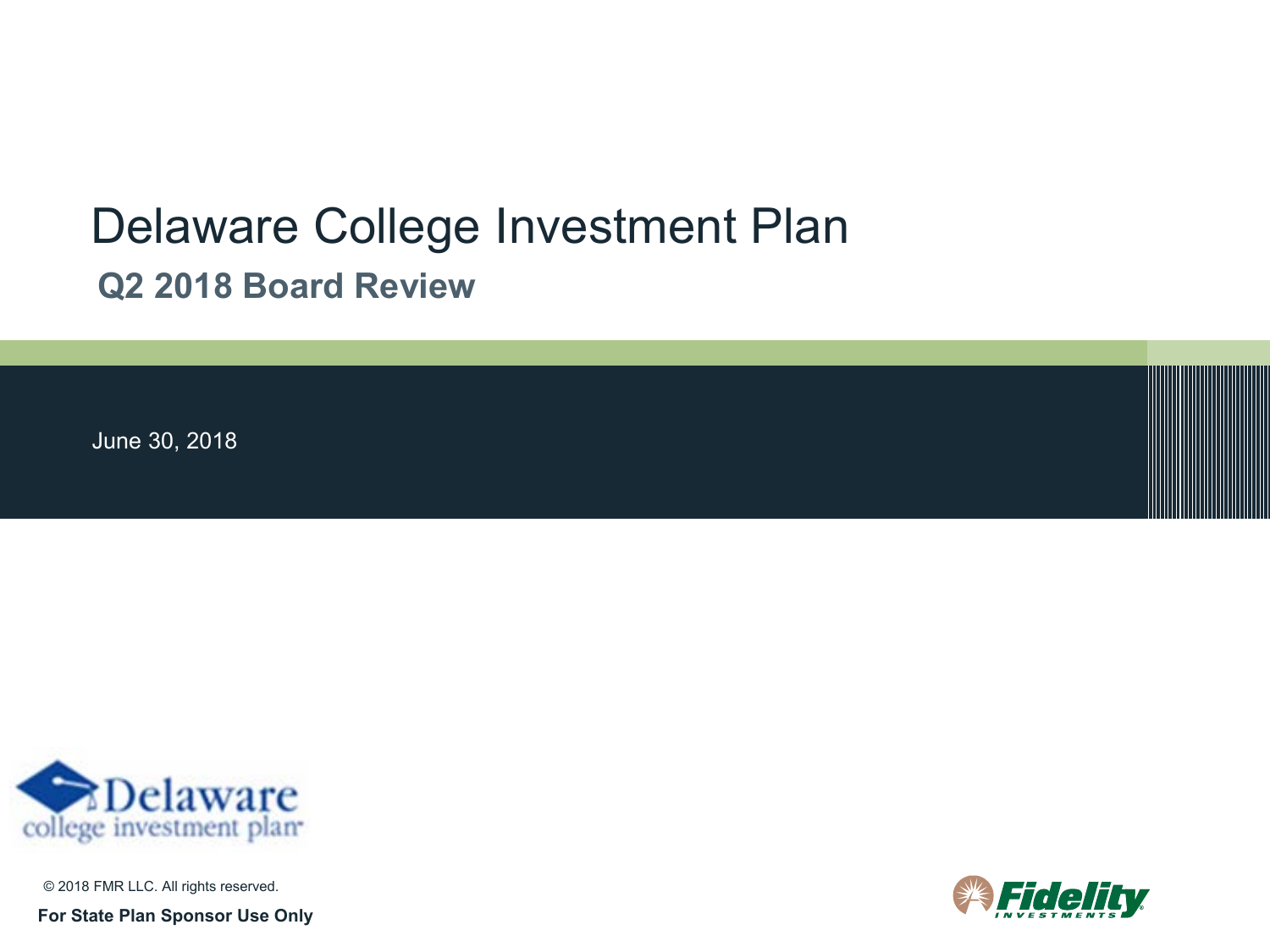# Delaware College Investment Plan

## Q2 2018 Board Review

June 30, 2018

Delaware college investment plan

© 2018 FMR LLC. All rights reserved.

**For State Plan Sponsor Use Only**

Fidelity INVESTMENTS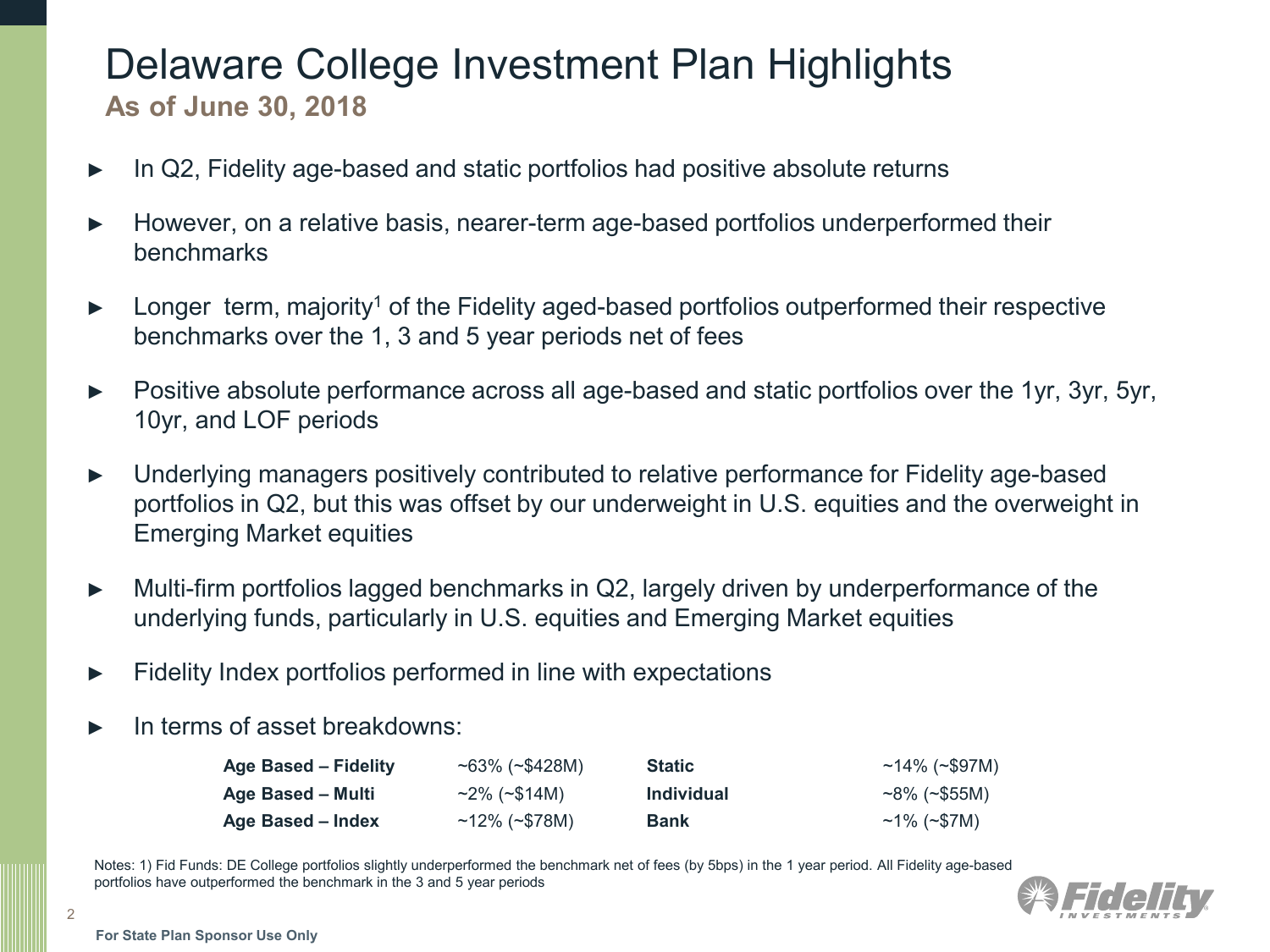# Delaware College Investment Plan Highlights

## As of June 30, 2018

- In Q2, Fidelity age-based and static portfolios had positive absolute returns
- However, on a relative basis, nearer-term age-based portfolios underperformed their benchmarks
- Longer term, majority[1] of the Fidelity aged-based portfolios outperformed their respective benchmarks over the 1, 3 and 5 year periods net of fees
- Positive absolute performance across all age-based and static portfolios over the 1yr, 3yr, 5yr, 10yr, and LOF periods
- Underlying managers positively contributed to relative performance for Fidelity age-based portfolios in Q2, but this was offset by our underweight in U.S. equities and the overweight in Emerging Market equities
- Multi-firm portfolios lagged benchmarks in Q2, largely driven by underperformance of the underlying funds, particularly in U.S. equities and Emerging Market equities
- Fidelity Index portfolios performed in line with expectations
- In terms of asset breakdowns:

| | | | |
|---|---|---|---|
| **Age Based – Fidelity** | ~63% (~$428M) | **Static** | ~14% (~$97M) |
| **Age Based – Multi** | ~2% (~$14M) | **Individual** | ~8% (~$55M) |
| **Age Based – Index** | ~12% (~$78M) | **Bank** | ~1% (~$7M) |

Notes: 1) Fid Funds: DE College portfolios slightly underperformed the benchmark net of fees (by 5bps) in the 1 year period. All Fidelity age-based portfolios have outperformed the benchmark in the 3 and 5 year periods

For State Plan Sponsor Use Only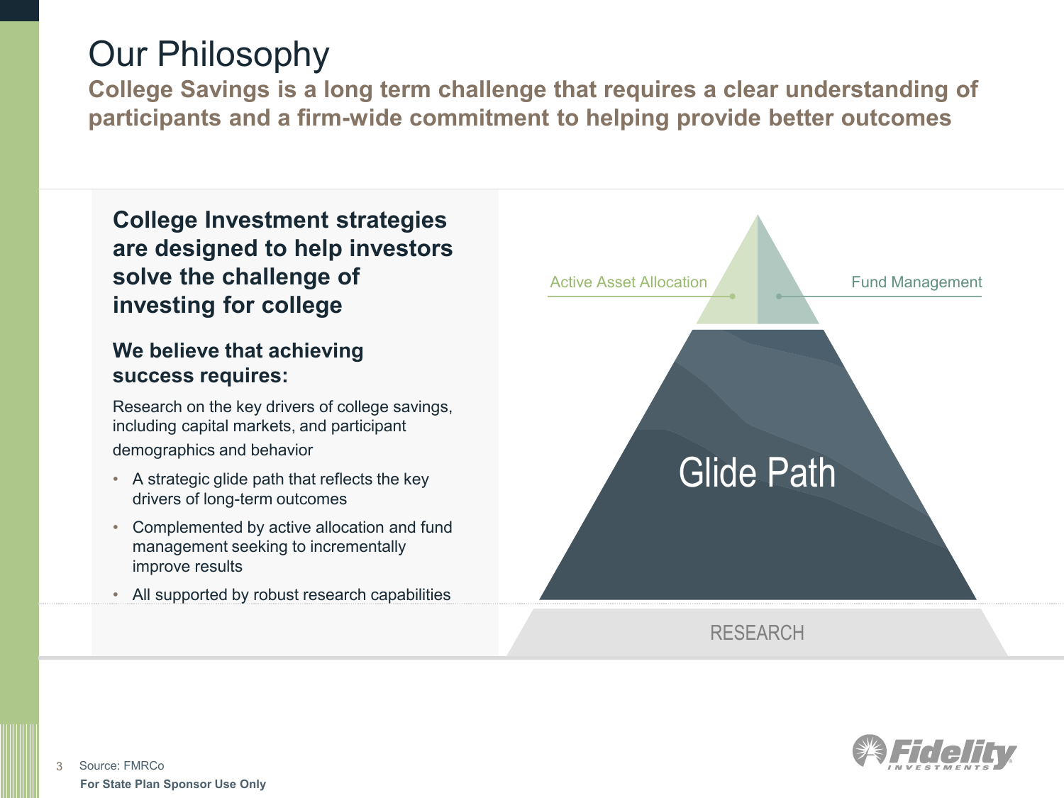# Our Philosophy

**College Savings is a long term challenge that requires a clear understanding of participants and a firm-wide commitment to helping provide better outcomes**

## College Investment strategies are designed to help investors solve the challenge of investing for college

### We believe that achieving success requires:

Research on the key drivers of college savings, including capital markets, and participant demographics and behavior

- A strategic glide path that reflects the key drivers of long-term outcomes
- Complemented by active allocation and fund management seeking to incrementally improve results
- All supported by robust research capabilities

Active Asset Allocation

Fund Management

Glide Path

RESEARCH

Source: FMRCo

**For State Plan Sponsor Use Only**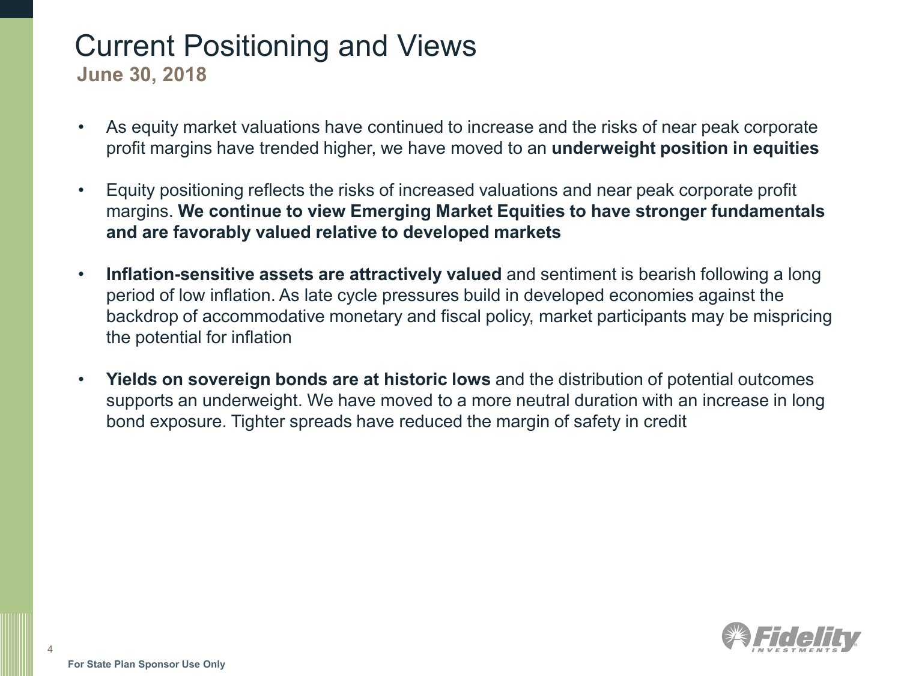# Current Positioning and Views

**June 30, 2018**

- As equity market valuations have continued to increase and the risks of near peak corporate profit margins have trended higher, we have moved to an **underweight position in equities**
- Equity positioning reflects the risks of increased valuations and near peak corporate profit margins. **We continue to view Emerging Market Equities to have stronger fundamentals and are favorably valued relative to developed markets**
- **Inflation-sensitive assets are attractively valued** and sentiment is bearish following a long period of low inflation. As late cycle pressures build in developed economies against the backdrop of accommodative monetary and fiscal policy, market participants may be mispricing the potential for inflation
- **Yields on sovereign bonds are at historic lows** and the distribution of potential outcomes supports an underweight. We have moved to a more neutral duration with an increase in long bond exposure. Tighter spreads have reduced the margin of safety in credit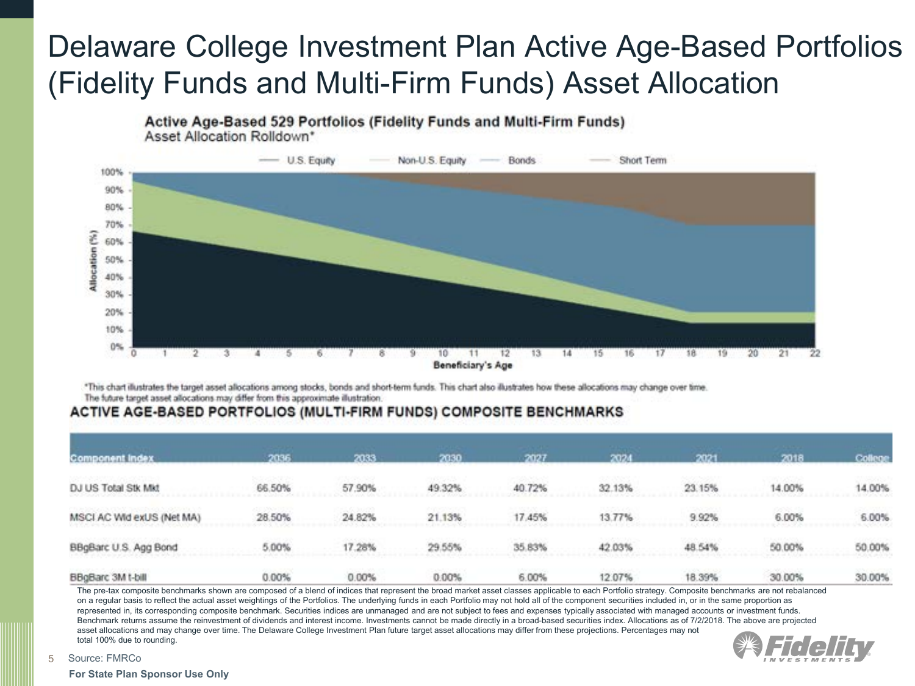# Delaware College Investment Plan Active Age-Based Portfolios (Fidelity Funds and Multi-Firm Funds) Asset Allocation

**Active Age-Based 529 Portfolios (Fidelity Funds and Multi-Firm Funds)**
Asset Allocation Rolldown*

U.S. Equity — Non-U.S. Equity — Bonds — Short Term

*This chart illustrates the target asset allocations among stocks, bonds and short-term funds. This chart also illustrates how these allocations may change over time. The future target asset allocations may differ from this approximate illustration.

## ACTIVE AGE-BASED PORTFOLIOS (MULTI-FIRM FUNDS) COMPOSITE BENCHMARKS

| Component Index | 2036 | 2033 | 2030 | 2027 | 2024 | 2021 | 2018 | College |
|---|---|---|---|---|---|---|---|---|
| DJ US Total Stk Mkt | 66.50% | 57.90% | 49.32% | 40.72% | 32.13% | 23.15% | 14.00% | 14.00% |
| MSCI AC Wld exUS (Net MA) | 28.50% | 24.82% | 21.13% | 17.45% | 13.77% | 9.92% | 6.00% | 6.00% |
| BBgBarc U.S. Agg Bond | 5.00% | 17.28% | 29.55% | 35.83% | 42.03% | 48.54% | 50.00% | 50.00% |
| BBgBarc 3M t-bill | 0.00% | 0.00% | 0.00% | 6.00% | 12.07% | 18.39% | 30.00% | 30.00% |

The pre-tax composite benchmarks shown are composed of a blend of indices that represent the broad market asset classes applicable to each Portfolio strategy. Composite benchmarks are not rebalanced on a regular basis to reflect the actual asset weightings of the Portfolios. The underlying funds in each Portfolio may not hold all of the component securities included in, or in the same proportion as represented in, its corresponding composite benchmark. Securities indices are unmanaged and are not subject to fees and expenses typically associated with managed accounts or investment funds. Benchmark returns assume the reinvestment of dividends and interest income. Investments cannot be made directly in a broad-based securities index. Allocations as of 7/2/2018. The above are projected asset allocations and may change over time. The Delaware College Investment Plan future target asset allocations may differ from these projections. Percentages may not total 100% due to rounding.

Source: FMRCo

**For State Plan Sponsor Use Only**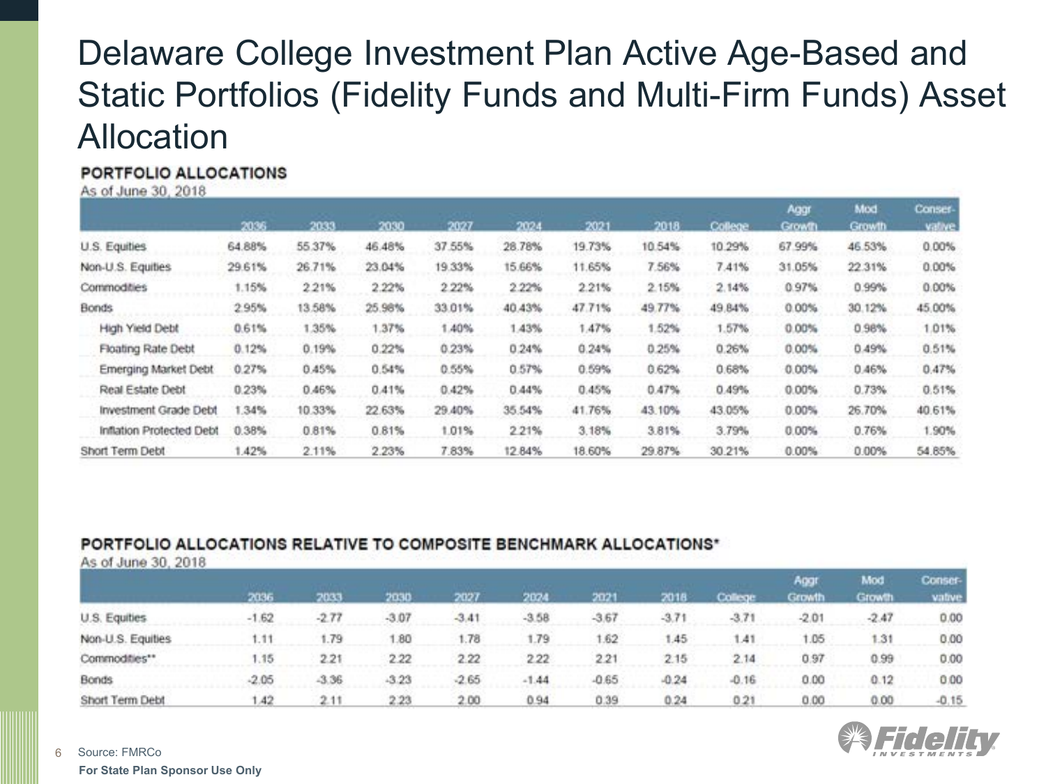# Delaware College Investment Plan Active Age-Based and Static Portfolios (Fidelity Funds and Multi-Firm Funds) Asset Allocation

## PORTFOLIO ALLOCATIONS

As of June 30, 2018

| | 2036 | 2033 | 2030 | 2027 | 2024 | 2021 | 2018 | College | Aggr Growth | Mod Growth | Conser-vative |
|---|---|---|---|---|---|---|---|---|---|---|---|
| U.S. Equities | 64.88% | 55.37% | 46.48% | 37.55% | 28.78% | 19.73% | 10.54% | 10.29% | 67.99% | 46.53% | 0.00% |
| Non-U.S. Equities | 29.61% | 26.71% | 23.04% | 19.33% | 15.66% | 11.65% | 7.56% | 7.41% | 31.05% | 22.31% | 0.00% |
| Commodities | 1.15% | 2.21% | 2.22% | 2.22% | 2.22% | 2.21% | 2.15% | 2.14% | 0.97% | 0.99% | 0.00% |
| Bonds | 2.95% | 13.58% | 25.98% | 33.01% | 40.43% | 47.71% | 49.77% | 49.84% | 0.00% | 30.12% | 45.00% |
| High Yield Debt | 0.61% | 1.35% | 1.37% | 1.40% | 1.43% | 1.47% | 1.52% | 1.57% | 0.00% | 0.98% | 1.01% |
| Floating Rate Debt | 0.12% | 0.19% | 0.22% | 0.23% | 0.24% | 0.24% | 0.25% | 0.26% | 0.00% | 0.49% | 0.51% |
| Emerging Market Debt | 0.27% | 0.45% | 0.54% | 0.55% | 0.57% | 0.59% | 0.62% | 0.68% | 0.00% | 0.46% | 0.47% |
| Real Estate Debt | 0.23% | 0.46% | 0.41% | 0.42% | 0.44% | 0.45% | 0.47% | 0.49% | 0.00% | 0.73% | 0.51% |
| Investment Grade Debt | 1.34% | 10.33% | 22.63% | 29.40% | 35.54% | 41.76% | 43.10% | 43.05% | 0.00% | 26.70% | 40.61% |
| Inflation Protected Debt | 0.38% | 0.81% | 0.81% | 1.01% | 2.21% | 3.18% | 3.81% | 3.79% | 0.00% | 0.76% | 1.90% |
| Short Term Debt | 1.42% | 2.11% | 2.23% | 7.83% | 12.84% | 18.60% | 29.87% | 30.21% | 0.00% | 0.00% | 54.85% |

## PORTFOLIO ALLOCATIONS RELATIVE TO COMPOSITE BENCHMARK ALLOCATIONS*

As of June 30, 2018

| | 2036 | 2033 | 2030 | 2027 | 2024 | 2021 | 2018 | College | Aggr Growth | Mod Growth | Conser-vative |
|---|---|---|---|---|---|---|---|---|---|---|---|
| U.S. Equities | -1.62 | -2.77 | -3.07 | -3.41 | -3.58 | -3.67 | -3.71 | -3.71 | -2.01 | -2.47 | 0.00 |
| Non-U.S. Equities | 1.11 | 1.79 | 1.80 | 1.78 | 1.79 | 1.62 | 1.45 | 1.41 | 1.05 | 1.31 | 0.00 |
| Commodities** | 1.15 | 2.21 | 2.22 | 2.22 | 2.22 | 2.21 | 2.15 | 2.14 | 0.97 | 0.99 | 0.00 |
| Bonds | -2.05 | -3.36 | -3.23 | -2.65 | -1.44 | -0.65 | -0.24 | -0.16 | 0.00 | 0.12 | 0.00 |
| Short Term Debt | 1.42 | 2.11 | 2.23 | 2.00 | 0.94 | 0.39 | 0.24 | 0.21 | 0.00 | 0.00 | -0.15 |

Source: FMRCo

**For State Plan Sponsor Use Only**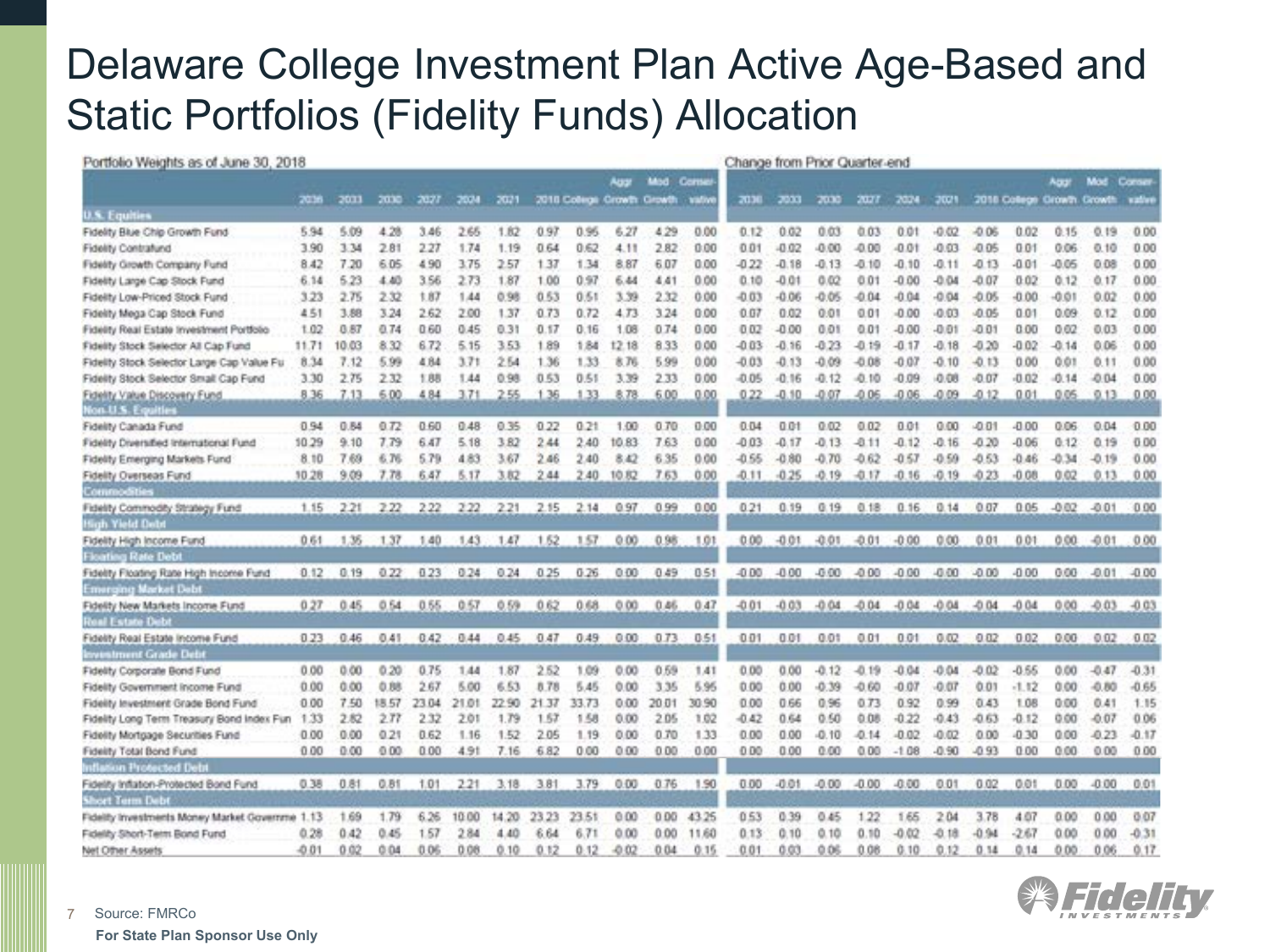# Delaware College Investment Plan Active Age-Based and Static Portfolios (Fidelity Funds) Allocation

| Portfolio Weights as of June 30, 2018 | | | | | | | | | | | | Change from Prior Quarter-end | | | | | | | | | | |
|---|---|---|---|---|---|---|---|---|---|---|---|---|---|---|---|---|---|---|---|---|---|---|
| | 2036 | 2033 | 2030 | 2027 | 2024 | 2021 | 2018 | College | Aggr Growth | Mod Growth | Conservative | 2036 | 2033 | 2030 | 2027 | 2024 | 2021 | 2018 | College | Aggr Growth | Mod Growth | Conservative |
| **U.S. Equities** | | | | | | | | | | | | | | | | | | | | | | |
| Fidelity Blue Chip Growth Fund | 5.94 | 5.09 | 4.28 | 3.46 | 2.65 | 1.82 | 0.97 | 0.95 | 6.27 | 4.29 | 0.00 | 0.12 | 0.02 | 0.03 | 0.03 | 0.01 | -0.02 | -0.06 | 0.02 | 0.15 | 0.19 | 0.00 |
| Fidelity Contrafund | 3.90 | 3.34 | 2.81 | 2.27 | 1.74 | 1.19 | 0.64 | 0.62 | 4.11 | 2.82 | 0.00 | 0.01 | -0.02 | -0.00 | -0.00 | -0.01 | -0.03 | -0.05 | 0.01 | 0.06 | 0.10 | 0.00 |
| Fidelity Growth Company Fund | 8.42 | 7.20 | 6.05 | 4.90 | 3.75 | 2.57 | 1.37 | 1.34 | 8.87 | 6.07 | 0.00 | -0.22 | -0.18 | -0.13 | -0.10 | -0.10 | -0.11 | -0.13 | -0.01 | -0.05 | 0.08 | 0.00 |
| Fidelity Large Cap Stock Fund | 6.14 | 5.23 | 4.40 | 3.56 | 2.73 | 1.87 | 1.00 | 0.97 | 6.44 | 4.41 | 0.00 | 0.10 | -0.01 | 0.02 | 0.01 | -0.00 | -0.04 | -0.07 | 0.02 | 0.12 | 0.17 | 0.00 |
| Fidelity Low-Priced Stock Fund | 3.23 | 2.75 | 2.32 | 1.87 | 1.44 | 0.98 | 0.53 | 0.51 | 3.39 | 2.32 | 0.00 | -0.03 | -0.06 | -0.05 | -0.04 | -0.04 | -0.04 | -0.05 | -0.00 | -0.01 | 0.02 | 0.00 |
| Fidelity Mega Cap Stock Fund | 4.51 | 3.88 | 3.24 | 2.62 | 2.00 | 1.37 | 0.73 | 0.72 | 4.73 | 3.24 | 0.00 | 0.07 | 0.02 | 0.01 | 0.01 | -0.00 | -0.03 | -0.05 | 0.01 | 0.09 | 0.12 | 0.00 |
| Fidelity Real Estate Investment Portfolio | 1.02 | 0.87 | 0.74 | 0.60 | 0.45 | 0.31 | 0.17 | 0.16 | 1.08 | 0.74 | 0.00 | 0.02 | -0.00 | 0.01 | 0.01 | -0.00 | -0.01 | -0.01 | 0.00 | 0.02 | 0.03 | 0.00 |
| Fidelity Stock Selector All Cap Fund | 11.71 | 10.03 | 8.32 | 6.72 | 5.15 | 3.53 | 1.89 | 1.84 | 12.18 | 8.33 | 0.00 | -0.03 | -0.16 | -0.23 | -0.19 | -0.17 | -0.18 | -0.20 | -0.02 | -0.14 | 0.06 | 0.00 |
| Fidelity Stock Selector Large Cap Value Fu | 8.34 | 7.12 | 5.99 | 4.84 | 3.71 | 2.54 | 1.36 | 1.33 | 8.76 | 5.99 | 0.00 | -0.03 | -0.13 | -0.09 | -0.08 | -0.07 | -0.10 | -0.13 | 0.00 | 0.01 | 0.11 | 0.00 |
| Fidelity Stock Selector Small Cap Fund | 3.30 | 2.75 | 2.32 | 1.88 | 1.44 | 0.98 | 0.53 | 0.51 | 3.39 | 2.33 | 0.00 | -0.05 | -0.16 | -0.12 | -0.10 | -0.09 | -0.08 | -0.07 | -0.02 | -0.14 | -0.04 | 0.00 |
| Fidelity Value Discovery Fund | 8.36 | 7.13 | 6.00 | 4.84 | 3.71 | 2.55 | 1.36 | 1.33 | 8.78 | 6.00 | 0.00 | 0.22 | -0.10 | -0.07 | -0.06 | -0.06 | -0.09 | -0.12 | 0.01 | 0.05 | 0.13 | 0.00 |
| **Non-U.S. Equities** | | | | | | | | | | | | | | | | | | | | | | |
| Fidelity Canada Fund | 0.94 | 0.84 | 0.72 | 0.60 | 0.48 | 0.35 | 0.22 | 0.21 | 1.00 | 0.70 | 0.00 | 0.04 | 0.01 | 0.02 | 0.02 | 0.01 | 0.00 | -0.01 | -0.00 | 0.06 | 0.04 | 0.00 |
| Fidelity Diversified International Fund | 10.29 | 9.10 | 7.79 | 6.47 | 5.18 | 3.82 | 2.44 | 2.40 | 10.83 | 7.63 | 0.00 | -0.03 | -0.17 | -0.13 | -0.11 | -0.12 | -0.16 | -0.20 | -0.06 | 0.12 | 0.19 | 0.00 |
| Fidelity Emerging Markets Fund | 8.10 | 7.69 | 6.76 | 5.79 | 4.83 | 3.67 | 2.46 | 2.40 | 8.42 | 6.35 | 0.00 | -0.55 | -0.80 | -0.70 | -0.62 | -0.57 | -0.59 | -0.53 | -0.46 | -0.34 | -0.19 | 0.00 |
| Fidelity Overseas Fund | 10.28 | 9.09 | 7.78 | 6.47 | 5.17 | 3.82 | 2.44 | 2.40 | 10.82 | 7.63 | 0.00 | -0.11 | -0.25 | -0.19 | -0.17 | -0.16 | -0.19 | -0.23 | -0.08 | 0.02 | 0.13 | 0.00 |
| **Commodities** | | | | | | | | | | | | | | | | | | | | | | |
| Fidelity Commodity Strategy Fund | 1.15 | 2.21 | 2.22 | 2.22 | 2.22 | 2.21 | 2.15 | 2.14 | 0.97 | 0.99 | 0.00 | 0.21 | 0.19 | 0.19 | 0.18 | 0.16 | 0.14 | 0.07 | 0.05 | -0.02 | -0.01 | 0.00 |
| **High Yield Debt** | | | | | | | | | | | | | | | | | | | | | | |
| Fidelity High Income Fund | 0.61 | 1.35 | 1.37 | 1.40 | 1.43 | 1.47 | 1.52 | 1.57 | 0.00 | 0.98 | 1.01 | 0.00 | -0.01 | -0.01 | -0.01 | -0.00 | 0.00 | 0.01 | 0.01 | 0.00 | -0.01 | 0.00 |
| **Floating Rate Debt** | | | | | | | | | | | | | | | | | | | | | | |
| Fidelity Floating Rate High Income Fund | 0.12 | 0.19 | 0.22 | 0.23 | 0.24 | 0.24 | 0.25 | 0.26 | 0.00 | 0.49 | 0.51 | -0.00 | -0.00 | -0.00 | -0.00 | -0.00 | -0.00 | -0.00 | -0.00 | 0.00 | -0.01 | -0.00 |
| **Emerging Market Debt** | | | | | | | | | | | | | | | | | | | | | | |
| Fidelity New Markets Income Fund | 0.27 | 0.45 | 0.54 | 0.55 | 0.57 | 0.59 | 0.62 | 0.68 | 0.00 | 0.46 | 0.47 | -0.01 | -0.03 | -0.04 | -0.04 | -0.04 | -0.04 | -0.04 | -0.04 | 0.00 | -0.03 | -0.03 |
| **Real Estate Debt** | | | | | | | | | | | | | | | | | | | | | | |
| Fidelity Real Estate Income Fund | 0.23 | 0.46 | 0.41 | 0.42 | 0.44 | 0.45 | 0.47 | 0.49 | 0.00 | 0.73 | 0.51 | 0.01 | 0.01 | 0.01 | 0.01 | 0.01 | 0.02 | 0.02 | 0.02 | 0.00 | 0.02 | 0.02 |
| **Investment Grade Debt** | | | | | | | | | | | | | | | | | | | | | | |
| Fidelity Corporate Bond Fund | 0.00 | 0.00 | 0.20 | 0.75 | 1.44 | 1.87 | 2.52 | 1.09 | 0.00 | 0.59 | 1.41 | 0.00 | 0.00 | -0.12 | -0.19 | -0.04 | -0.04 | -0.02 | -0.55 | 0.00 | -0.47 | -0.31 |
| Fidelity Government Income Fund | 0.00 | 0.00 | 0.88 | 2.67 | 5.00 | 6.53 | 8.78 | 5.45 | 0.00 | 3.35 | 5.95 | 0.00 | 0.00 | -0.39 | -0.60 | -0.07 | -0.07 | 0.01 | -1.12 | 0.00 | -0.80 | -0.65 |
| Fidelity Investment Grade Bond Fund | 0.00 | 7.50 | 18.57 | 23.04 | 21.01 | 22.90 | 21.37 | 33.73 | 0.00 | 20.01 | 30.90 | 0.00 | 0.66 | 0.96 | 0.73 | 0.92 | 0.99 | 0.43 | 1.08 | 0.00 | 0.41 | 1.15 |
| Fidelity Long Term Treasury Bond Index Fun | 1.33 | 2.82 | 2.77 | 2.32 | 2.01 | 1.79 | 1.57 | 1.58 | 0.00 | 2.05 | 1.02 | -0.42 | 0.64 | 0.50 | 0.08 | -0.22 | -0.43 | -0.63 | -0.12 | 0.00 | -0.07 | 0.06 |
| Fidelity Mortgage Securities Fund | 0.00 | 0.00 | 0.21 | 0.62 | 1.16 | 1.52 | 2.05 | 1.19 | 0.00 | 0.70 | 1.33 | 0.00 | 0.00 | -0.10 | -0.14 | -0.02 | -0.02 | 0.00 | -0.30 | 0.00 | -0.23 | -0.17 |
| Fidelity Total Bond Fund | 0.00 | 0.00 | 0.00 | 0.00 | 4.91 | 7.16 | 6.82 | 0.00 | 0.00 | 0.00 | 0.00 | 0.00 | 0.00 | 0.00 | 0.00 | -1.08 | -0.90 | -0.93 | 0.00 | 0.00 | 0.00 | 0.00 |
| **Inflation Protected Debt** | | | | | | | | | | | | | | | | | | | | | | |
| Fidelity Inflation-Protected Bond Fund | 0.38 | 0.81 | 0.81 | 1.01 | 2.21 | 3.18 | 3.81 | 3.79 | 0.00 | 0.76 | 1.90 | 0.00 | -0.01 | -0.00 | -0.00 | -0.00 | 0.01 | 0.02 | 0.01 | 0.00 | -0.00 | 0.01 |
| **Short Term Debt** | | | | | | | | | | | | | | | | | | | | | | |
| Fidelity Investments Money Market Governme | 1.13 | 1.69 | 1.79 | 6.26 | 10.00 | 14.20 | 23.23 | 23.51 | 0.00 | 0.00 | 43.25 | 0.53 | 0.39 | 0.45 | 1.22 | 1.65 | 2.04 | 3.78 | 4.07 | 0.00 | 0.00 | 0.07 |
| Fidelity Short-Term Bond Fund | 0.28 | 0.42 | 0.45 | 1.57 | 2.84 | 4.40 | 6.64 | 6.71 | 0.00 | 0.00 | 11.60 | 0.13 | 0.10 | 0.10 | 0.10 | -0.02 | -0.18 | -0.94 | -2.67 | 0.00 | 0.00 | -0.31 |
| Net Other Assets | -0.01 | 0.02 | 0.04 | 0.06 | 0.08 | 0.10 | 0.12 | 0.12 | -0.02 | 0.04 | 0.15 | 0.01 | 0.03 | 0.06 | 0.08 | 0.10 | 0.12 | 0.14 | 0.14 | 0.00 | 0.06 | 0.17 |

Source: FMRCo

**For State Plan Sponsor Use Only**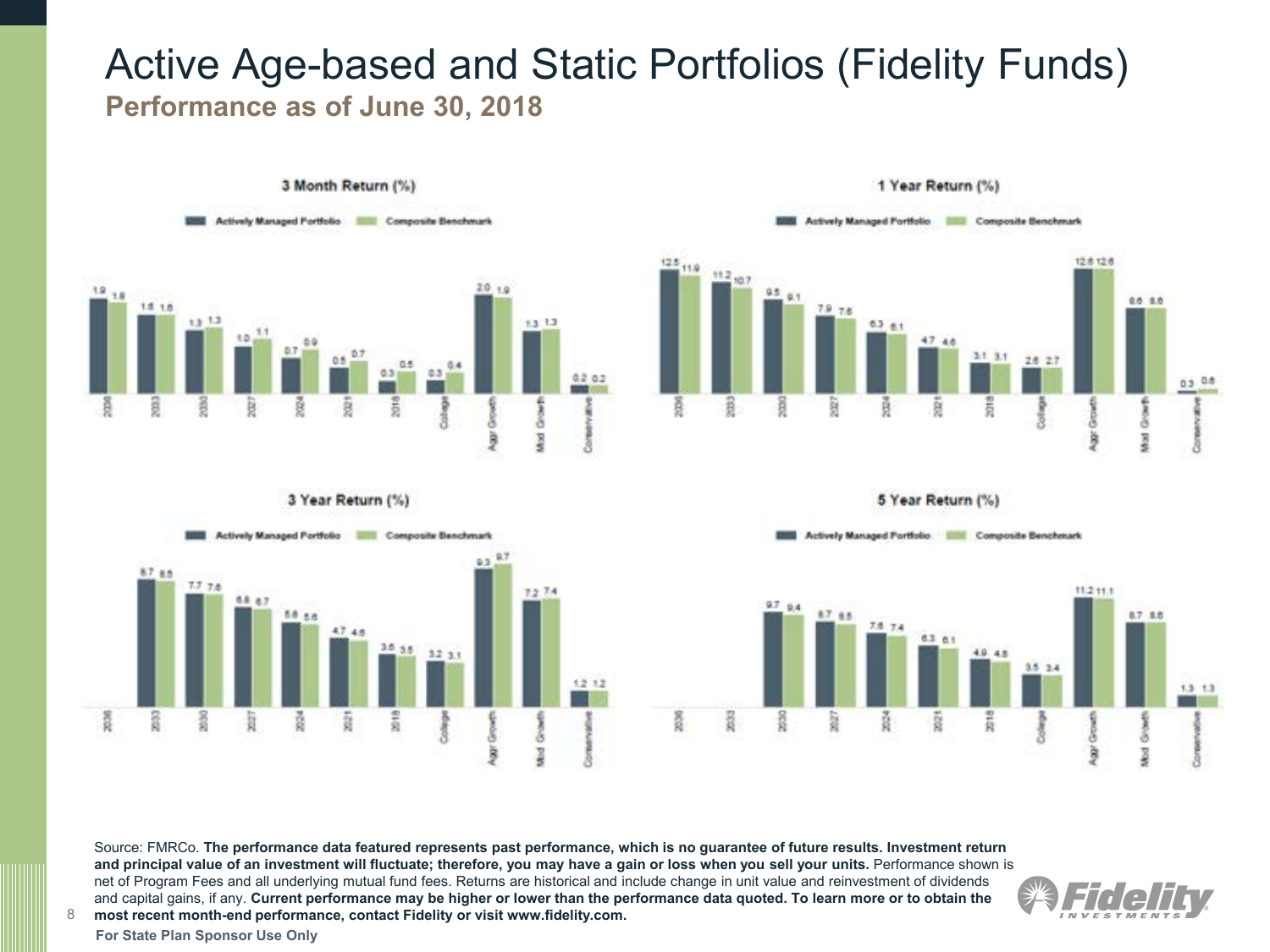# Active Age-based and Static Portfolios (Fidelity Funds)

## Performance as of June 30, 2018

### 3 Month Return (%)

| Portfolio | Actively Managed Portfolio | Composite Benchmark |
|---|---|---|
| 2036 | 1.9 | 1.8 |
| 2033 | 1.6 | 1.6 |
| 2030 | 1.3 | 1.3 |
| 2027 | 1.0 | 1.1 |
| 2024 | 0.7 | 0.9 |
| 2021 | 0.5 | 0.7 |
| 2018 | 0.3 | 0.5 |
| College | 0.3 | 0.4 |
| Aggr Growth | 2.0 | 1.9 |
| Mod Growth | 1.3 | 1.3 |
| Conservative | 0.2 | 0.2 |

### 1 Year Return (%)

| Portfolio | Actively Managed Portfolio | Composite Benchmark |
|---|---|---|
| 2036 | 12.5 | 11.9 |
| 2033 | 11.2 | 10.7 |
| 2030 | 9.5 | 9.1 |
| 2027 | 7.9 | 7.6 |
| 2024 | 6.3 | 6.1 |
| 2021 | 4.7 | 4.6 |
| 2018 | 3.1 | 3.1 |
| College | 2.6 | 2.7 |
| Aggr Growth | 12.6 | 12.6 |
| Mod Growth | 8.6 | 8.6 |
| Conservative | 0.3 | 0.6 |

### 3 Year Return (%)

| Portfolio | Actively Managed Portfolio | Composite Benchmark |
|---|---|---|
| 2036 | | |
| 2033 | 8.7 | 8.5 |
| 2030 | 7.7 | 7.6 |
| 2027 | 6.8 | 6.7 |
| 2024 | 5.8 | 5.6 |
| 2021 | 4.7 | 4.6 |
| 2018 | 3.6 | 3.5 |
| College | 3.2 | 3.1 |
| Aggr Growth | 9.3 | 9.7 |
| Mod Growth | 7.2 | 7.4 |
| Conservative | 1.2 | 1.2 |

### 5 Year Return (%)

| Portfolio | Actively Managed Portfolio | Composite Benchmark |
|---|---|---|
| 2036 | | |
| 2033 | | |
| 2030 | 9.7 | 9.4 |
| 2027 | 8.7 | 8.5 |
| 2024 | 7.6 | 7.4 |
| 2021 | 6.3 | 6.1 |
| 2018 | 4.9 | 4.8 |
| College | 3.5 | 3.4 |
| Aggr Growth | 11.2 | 11.1 |
| Mod Growth | 8.7 | 8.6 |
| Conservative | 1.3 | 1.3 |

Source: FMRCo. **The performance data featured represents past performance, which is no guarantee of future results. Investment return and principal value of an investment will fluctuate; therefore, you may have a gain or loss when you sell your units.** Performance shown is net of Program Fees and all underlying mutual fund fees. Returns are historical and include change in unit value and reinvestment of dividends and capital gains, if any. **Current performance may be higher or lower than the performance data quoted. To learn more or to obtain the most recent month-end performance, contact Fidelity or visit www.fidelity.com.**

**For State Plan Sponsor Use Only**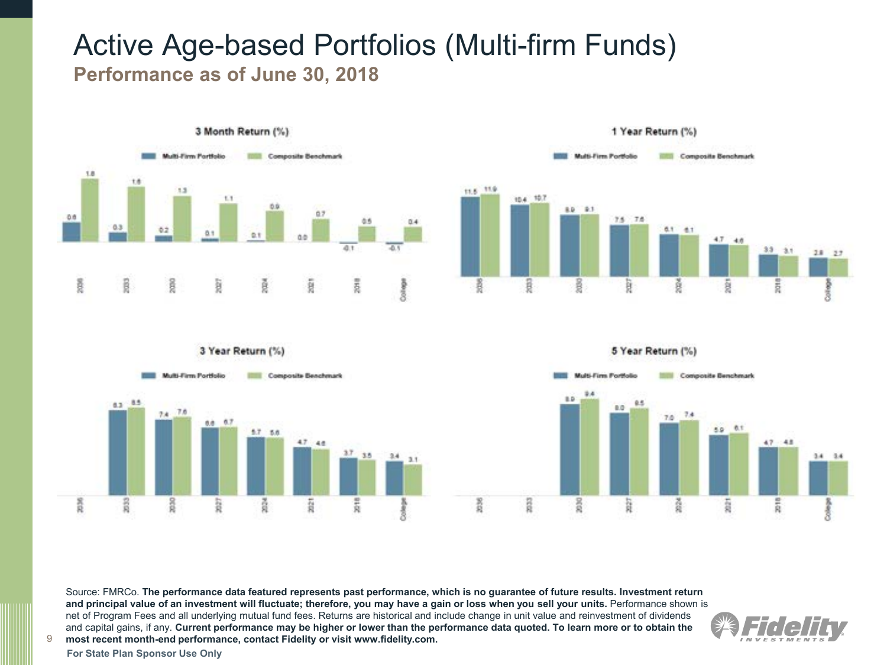# Active Age-based Portfolios (Multi-firm Funds)

## Performance as of June 30, 2018

### 3 Month Return (%)

| | 2036 | 2033 | 2030 | 2027 | 2024 | 2021 | 2018 | College |
|---|---|---|---|---|---|---|---|---|
| Multi-Firm Portfolio | 0.6 | 0.3 | 0.2 | 0.1 | 0.1 | 0.0 | -0.1 | -0.1 |
| Composite Benchmark | 1.8 | 1.6 | 1.3 | 1.1 | 0.9 | 0.7 | 0.5 | 0.4 |

### 1 Year Return (%)

| | 2036 | 2033 | 2030 | 2027 | 2024 | 2021 | 2018 | College |
|---|---|---|---|---|---|---|---|---|
| Multi-Firm Portfolio | 11.5 | 10.4 | 8.9 | 7.5 | 6.1 | 4.7 | 3.3 | 2.8 |
| Composite Benchmark | 11.9 | 10.7 | 9.1 | 7.6 | 6.1 | 4.6 | 3.1 | 2.7 |

### 3 Year Return (%)

| | 2036 | 2033 | 2030 | 2027 | 2024 | 2021 | 2018 | College |
|---|---|---|---|---|---|---|---|---|
| Multi-Firm Portfolio | | 8.3 | 7.4 | 6.6 | 5.7 | 4.7 | 3.7 | 3.4 |
| Composite Benchmark | | 8.5 | 7.6 | 6.7 | 5.6 | 4.6 | 3.5 | 3.1 |

### 5 Year Return (%)

| | 2036 | 2033 | 2030 | 2027 | 2024 | 2021 | 2018 | College |
|---|---|---|---|---|---|---|---|---|
| Multi-Firm Portfolio | | | 8.9 | 8.0 | 7.0 | 5.9 | 4.7 | 3.4 |
| Composite Benchmark | | | 9.4 | 8.5 | 7.4 | 6.1 | 4.8 | 3.4 |

Source: FMRCo. **The performance data featured represents past performance, which is no guarantee of future results. Investment return and principal value of an investment will fluctuate; therefore, you may have a gain or loss when you sell your units.** Performance shown is net of Program Fees and all underlying mutual fund fees. Returns are historical and include change in unit value and reinvestment of dividends and capital gains, if any. **Current performance may be higher or lower than the performance data quoted. To learn more or to obtain the most recent month-end performance, contact Fidelity or visit www.fidelity.com.**

**For State Plan Sponsor Use Only**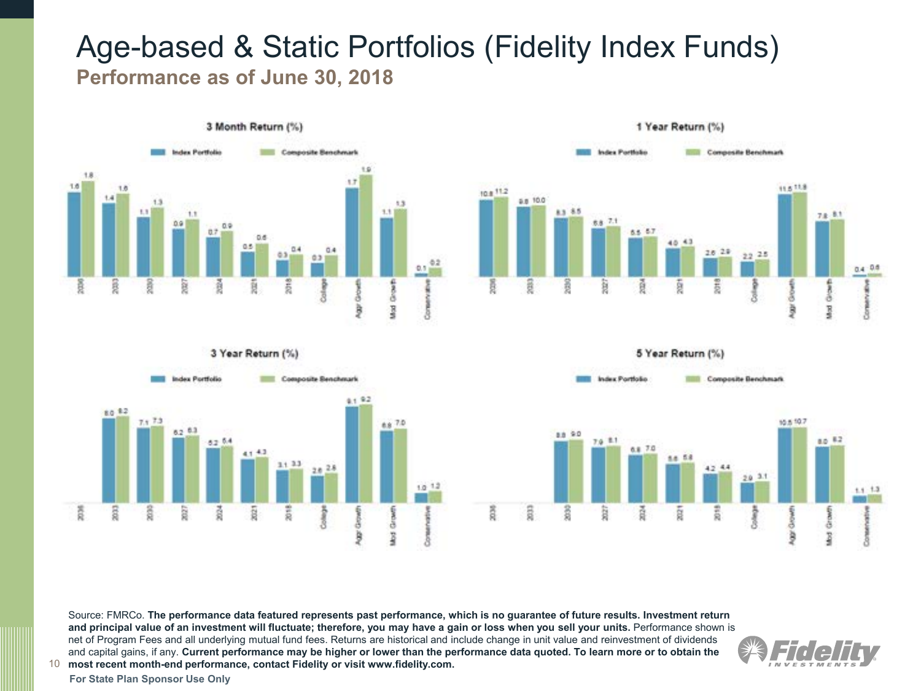# Age-based & Static Portfolios (Fidelity Index Funds)

## Performance as of June 30, 2018

### 3 Month Return (%)

| | 2036 | 2033 | 2030 | 2027 | 2024 | 2021 | 2018 | College | Aggr Growth | Mod Growth | Conservative |
|---|---|---|---|---|---|---|---|---|---|---|---|
| Index Portfolio | 1.6 | 1.4 | 1.1 | 0.9 | 0.7 | 0.5 | 0.3 | 0.3 | 1.7 | 1.1 | 0.1 |
| Composite Benchmark | 1.8 | 1.6 | 1.3 | 1.1 | 0.9 | 0.6 | 0.4 | 0.4 | 1.9 | 1.3 | 0.2 |

### 1 Year Return (%)

| | 2036 | 2033 | 2030 | 2027 | 2024 | 2021 | 2018 | College | Aggr Growth | Mod Growth | Conservative |
|---|---|---|---|---|---|---|---|---|---|---|---|
| Index Portfolio | 10.8 | 9.8 | 8.3 | 6.8 | 5.5 | 4.0 | 2.6 | 2.2 | 11.5 | 7.8 | 0.4 |
| Composite Benchmark | 11.2 | 10.0 | 8.5 | 7.1 | 5.7 | 4.3 | 2.9 | 2.5 | 11.8 | 8.1 | 0.6 |

### 3 Year Return (%)

| | 2036 | 2033 | 2030 | 2027 | 2024 | 2021 | 2018 | College | Aggr Growth | Mod Growth | Conservative |
|---|---|---|---|---|---|---|---|---|---|---|---|
| Index Portfolio | | 8.0 | 7.1 | 6.2 | 5.2 | 4.1 | 3.1 | 2.6 | 9.1 | 6.8 | 1.0 |
| Composite Benchmark | | 8.2 | 7.3 | 6.3 | 5.4 | 4.3 | 3.3 | 2.8 | 9.2 | 7.0 | 1.2 |

### 5 Year Return (%)

| | 2036 | 2033 | 2030 | 2027 | 2024 | 2021 | 2018 | College | Aggr Growth | Mod Growth | Conservative |
|---|---|---|---|---|---|---|---|---|---|---|---|
| Index Portfolio | | | 8.8 | 7.9 | 6.8 | 5.6 | 4.2 | 2.9 | 10.5 | 8.0 | 1.1 |
| Composite Benchmark | | | 9.0 | 8.1 | 7.0 | 5.8 | 4.4 | 3.1 | 10.7 | 8.2 | 1.3 |

Source: FMRCo. **The performance data featured represents past performance, which is no guarantee of future results. Investment return and principal value of an investment will fluctuate; therefore, you may have a gain or loss when you sell your units.** Performance shown is net of Program Fees and all underlying mutual fund fees. Returns are historical and include change in unit value and reinvestment of dividends and capital gains, if any. **Current performance may be higher or lower than the performance data quoted. To learn more or to obtain the most recent month-end performance, contact Fidelity or visit www.fidelity.com.**

**For State Plan Sponsor Use Only**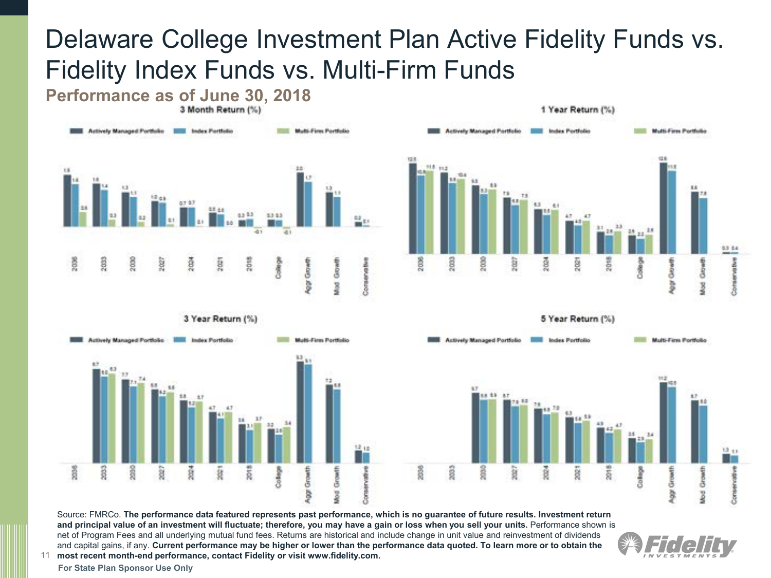# Delaware College Investment Plan Active Fidelity Funds vs. Fidelity Index Funds vs. Multi-Firm Funds

## Performance as of June 30, 2018

### 3 Month Return (%)

| Portfolio | Actively Managed Portfolio | Index Portfolio | Multi-Firm Portfolio |
|---|---|---|---|
| 2036 | 1.9 | 1.6 | 0.6 |
| 2033 | 1.6 | 1.4 | 0.3 |
| 2030 | 1.3 | 1.1 | 0.2 |
| 2027 | 1.0 | 0.9 | 0.1 |
| 2024 | 0.7 | 0.7 | 0.1 |
| 2021 | 0.5 | 0.5 | 0.0 |
| 2018 | 0.3 | 0.3 | -0.1 |
| College | 0.3 | 0.3 | -0.1 |
| Aggr Growth | 2.0 | 1.7 | |
| Mod Growth | 1.3 | 1.1 | |
| Conservative | 0.2 | 0.1 | |

### 1 Year Return (%)

| Portfolio | Actively Managed Portfolio | Index Portfolio | Multi-Firm Portfolio |
|---|---|---|---|
| 2036 | 12.5 | 10.9 | 11.5 |
| 2033 | 11.2 | 9.8 | 10.4 |
| 2030 | 9.5 | 8.3 | 8.9 |
| 2027 | 7.9 | 6.8 | 7.5 |
| 2024 | 6.3 | 5.5 | 6.1 |
| 2021 | 4.7 | 4.0 | 4.7 |
| 2018 | 3.1 | 2.6 | 3.3 |
| College | 2.6 | 2.2 | 2.8 |
| Aggr Growth | 12.6 | 11.5 | |
| Mod Growth | 8.6 | 7.8 | |
| Conservative | 0.3 | 0.4 | |

### 3 Year Return (%)

| Portfolio | Actively Managed Portfolio | Index Portfolio | Multi-Firm Portfolio |
|---|---|---|---|
| 2036 | | | |
| 2033 | 8.7 | 8.0 | 8.3 |
| 2030 | 7.7 | 7.1 | 7.4 |
| 2027 | 6.8 | 6.2 | 6.6 |
| 2024 | 5.8 | 5.2 | 5.7 |
| 2021 | 4.7 | 4.1 | 4.7 |
| 2018 | 3.6 | 3.1 | 3.7 |
| College | 3.2 | 2.6 | 3.4 |
| Aggr Growth | 9.3 | 9.1 | |
| Mod Growth | 7.2 | 6.8 | |
| Conservative | 1.2 | 1.0 | |

### 5 Year Return (%)

| Portfolio | Actively Managed Portfolio | Index Portfolio | Multi-Firm Portfolio |
|---|---|---|---|
| 2036 | | | |
| 2033 | | | |
| 2030 | 8.7 | 8.8 | 8.9 |
| 2027 | 8.7 | 7.9 | 8.0 |
| 2024 | 7.6 | 6.9 | 7.0 |
| 2021 | 6.3 | 5.6 | 5.9 |
| 2018 | 4.9 | 4.2 | 4.7 |
| College | 3.6 | 2.9 | 3.4 |
| Aggr Growth | 11.2 | 10.5 | |
| Mod Growth | 8.7 | 8.0 | |
| Conservative | 1.3 | 1.1 | |

Source: FMRCo. **The performance data featured represents past performance, which is no guarantee of future results. Investment return and principal value of an investment will fluctuate; therefore, you may have a gain or loss when you sell your units.** Performance shown is net of Program Fees and all underlying mutual fund fees. Returns are historical and include change in unit value and reinvestment of dividends and capital gains, if any. **Current performance may be higher or lower than the performance data quoted. To learn more or to obtain the most recent month-end performance, contact Fidelity or visit www.fidelity.com.**

**For State Plan Sponsor Use Only**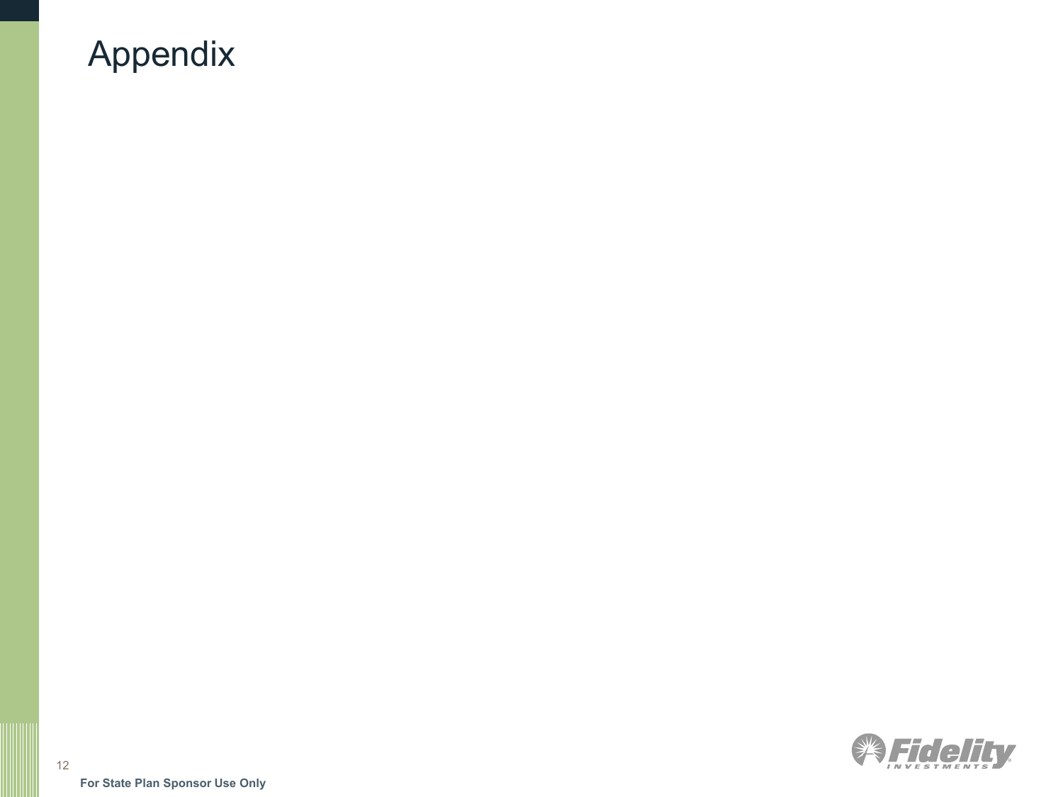# Appendix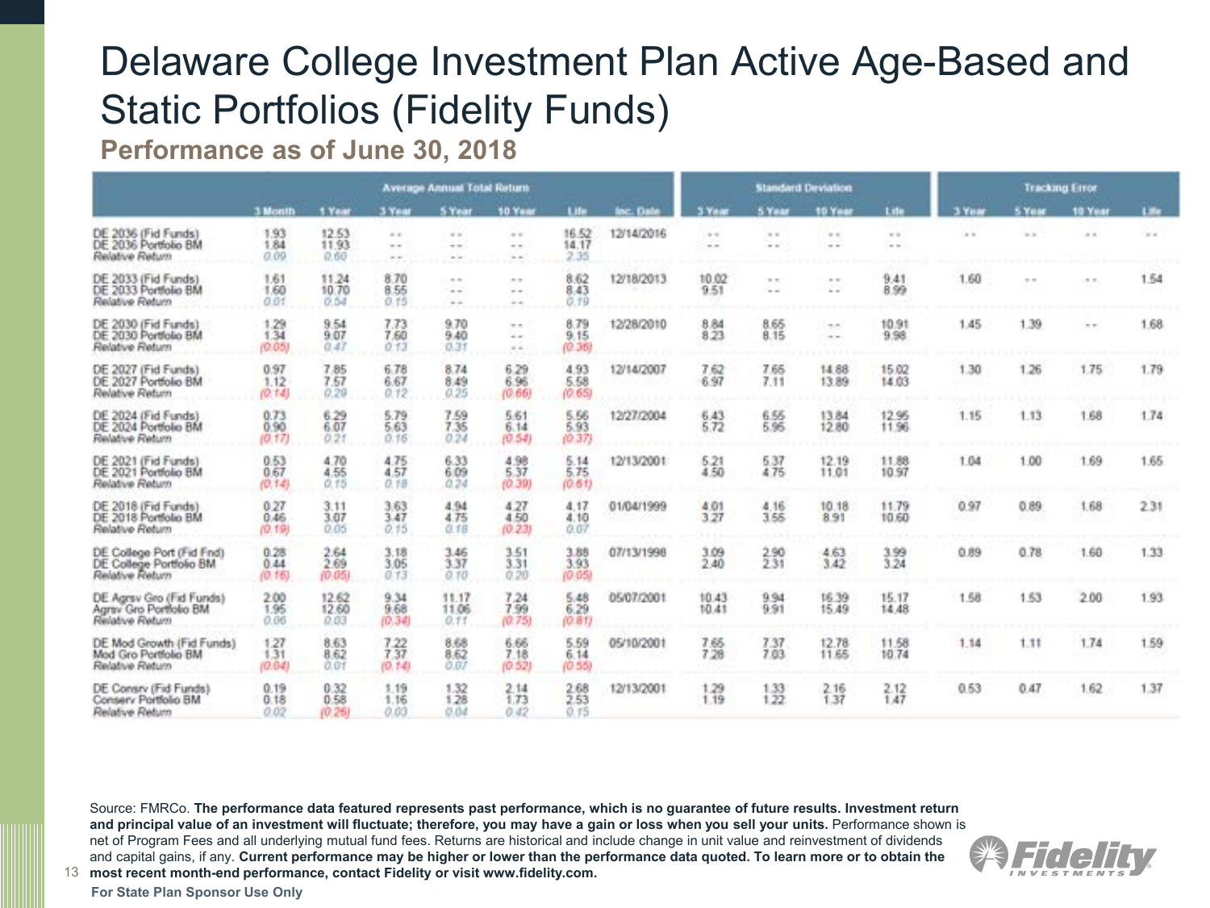# Delaware College Investment Plan Active Age-Based and Static Portfolios (Fidelity Funds)

## Performance as of June 30, 2018

| | Average Annual Total Return | | | | | | | Standard Deviation | | | | Tracking Error | | | |
|---|---|---|---|---|---|---|---|---|---|---|---|---|---|---|---|
| | 3 Month | 1 Year | 3 Year | 5 Year | 10 Year | Life | Inc. Date | 3 Year | 5 Year | 10 Year | Life | 3 Year | 5 Year | 10 Year | Life |
| DE 2036 (Fid Funds) | 1.93 | 12.53 | -- | -- | -- | 16.52 | 12/14/2016 | -- | -- | -- | -- | -- | -- | -- | -- |
| DE 2036 Portfolio BM | 1.84 | 11.93 | -- | -- | -- | 14.17 | | -- | -- | -- | -- | | | | |
| *Relative Return* | *0.09* | *0.60* | -- | -- | -- | *2.35* | | | | | | | | | |
| DE 2033 (Fid Funds) | 1.61 | 11.24 | 8.70 | -- | -- | 8.62 | 12/18/2013 | 10.02 | -- | -- | 9.41 | 1.60 | -- | -- | 1.54 |
| DE 2033 Portfolio BM | 1.60 | 10.70 | 8.55 | -- | -- | 8.43 | | 9.51 | -- | -- | 8.99 | | | | |
| *Relative Return* | *0.01* | *0.54* | *0.15* | -- | -- | *0.19* | | | | | | | | | |
| DE 2030 (Fid Funds) | 1.29 | 9.54 | 7.73 | 9.70 | -- | 8.79 | 12/28/2010 | 8.84 | 8.65 | -- | 10.91 | 1.45 | 1.39 | -- | 1.68 |
| DE 2030 Portfolio BM | 1.34 | 9.07 | 7.60 | 9.40 | -- | 9.15 | | 8.23 | 8.15 | -- | 9.98 | | | | |
| *Relative Return* | *(0.05)* | *0.47* | *0.13* | *0.31* | -- | *(0.36)* | | | | | | | | | |
| DE 2027 (Fid Funds) | 0.97 | 7.85 | 6.78 | 8.74 | 6.29 | 4.93 | 12/14/2007 | 7.62 | 7.65 | 14.88 | 15.02 | 1.30 | 1.26 | 1.75 | 1.79 |
| DE 2027 Portfolio BM | 1.12 | 7.57 | 6.67 | 8.49 | 6.96 | 5.58 | | 6.97 | 7.11 | 13.89 | 14.03 | | | | |
| *Relative Return* | *(0.14)* | *0.29* | *0.12* | *0.25* | *(0.66)* | *(0.65)* | | | | | | | | | |
| DE 2024 (Fid Funds) | 0.73 | 6.29 | 5.79 | 7.59 | 5.61 | 5.56 | 12/27/2004 | 6.43 | 6.55 | 13.84 | 12.95 | 1.15 | 1.13 | 1.68 | 1.74 |
| DE 2024 Portfolio BM | 0.90 | 6.07 | 5.63 | 7.35 | 6.14 | 5.93 | | 5.72 | 5.95 | 12.80 | 11.96 | | | | |
| *Relative Return* | *(0.17)* | *0.21* | *0.16* | *0.24* | *(0.54)* | *(0.37)* | | | | | | | | | |
| DE 2021 (Fid Funds) | 0.53 | 4.70 | 4.75 | 6.33 | 4.98 | 5.14 | 12/13/2001 | 5.21 | 5.37 | 12.19 | 11.88 | 1.04 | 1.00 | 1.69 | 1.65 |
| DE 2021 Portfolio BM | 0.67 | 4.55 | 4.57 | 6.09 | 5.37 | 5.75 | | 4.50 | 4.75 | 11.01 | 10.97 | | | | |
| *Relative Return* | *(0.14)* | *0.15* | *0.18* | *0.24* | *(0.39)* | *(0.61)* | | | | | | | | | |
| DE 2018 (Fid Funds) | 0.27 | 3.11 | 3.63 | 4.94 | 4.27 | 4.17 | 01/04/1999 | 4.01 | 4.16 | 10.18 | 11.79 | 0.97 | 0.89 | 1.68 | 2.31 |
| DE 2018 Portfolio BM | 0.46 | 3.07 | 3.47 | 4.75 | 4.50 | 4.10 | | 3.27 | 3.55 | 8.91 | 10.60 | | | | |
| *Relative Return* | *(0.19)* | *0.05* | *0.15* | *0.18* | *(0.23)* | *0.07* | | | | | | | | | |
| DE College Port (Fid Fnd) | 0.28 | 2.64 | 3.18 | 3.46 | 3.51 | 3.88 | 07/13/1998 | 3.09 | 2.90 | 4.63 | 3.99 | 0.89 | 0.78 | 1.60 | 1.33 |
| DE College Portfolio BM | 0.44 | 2.69 | 3.05 | 3.37 | 3.31 | 3.93 | | 2.40 | 2.31 | 3.42 | 3.24 | | | | |
| *Relative Return* | *(0.16)* | *(0.05)* | *0.13* | *0.10* | *0.20* | *(0.05)* | | | | | | | | | |
| DE Agrsv Gro (Fid Funds) | 2.00 | 12.62 | 9.34 | 11.17 | 7.24 | 5.48 | 05/07/2001 | 10.43 | 9.94 | 16.39 | 15.17 | 1.58 | 1.53 | 2.00 | 1.93 |
| Agrsv Gro Portfolio BM | 1.95 | 12.60 | 9.68 | 11.06 | 7.99 | 6.29 | | 10.41 | 9.91 | 15.49 | 14.48 | | | | |
| *Relative Return* | *0.06* | *0.03* | *(0.34)* | *0.11* | *(0.75)* | *(0.81)* | | | | | | | | | |
| DE Mod Growth (Fid Funds) | 1.27 | 8.63 | 7.22 | 8.68 | 6.66 | 5.59 | 05/10/2001 | 7.65 | 7.37 | 12.78 | 11.58 | 1.14 | 1.11 | 1.74 | 1.59 |
| Mod Gro Portfolio BM | 1.31 | 8.62 | 7.37 | 8.62 | 7.18 | 6.14 | | 7.28 | 7.03 | 11.65 | 10.74 | | | | |
| *Relative Return* | *(0.04)* | *0.01* | *(0.14)* | *0.07* | *(0.52)* | *(0.55)* | | | | | | | | | |
| DE Consrv (Fid Funds) | 0.19 | 0.32 | 1.19 | 1.32 | 2.14 | 2.68 | 12/13/2001 | 1.29 | 1.33 | 2.16 | 2.12 | 0.53 | 0.47 | 1.62 | 1.37 |
| Conserv Portfolio BM | 0.18 | 0.58 | 1.16 | 1.28 | 1.73 | 2.53 | | 1.19 | 1.22 | 1.37 | 1.47 | | | | |
| *Relative Return* | *0.02* | *(0.26)* | *0.03* | *0.04* | *0.42* | *0.15* | | | | | | | | | |

Source: FMRCo. **The performance data featured represents past performance, which is no guarantee of future results. Investment return and principal value of an investment will fluctuate; therefore, you may have a gain or loss when you sell your units.** Performance shown is net of Program Fees and all underlying mutual fund fees. Returns are historical and include change in unit value and reinvestment of dividends and capital gains, if any. **Current performance may be higher or lower than the performance data quoted. To learn more or to obtain the most recent month-end performance, contact Fidelity or visit www.fidelity.com.**

**For State Plan Sponsor Use Only**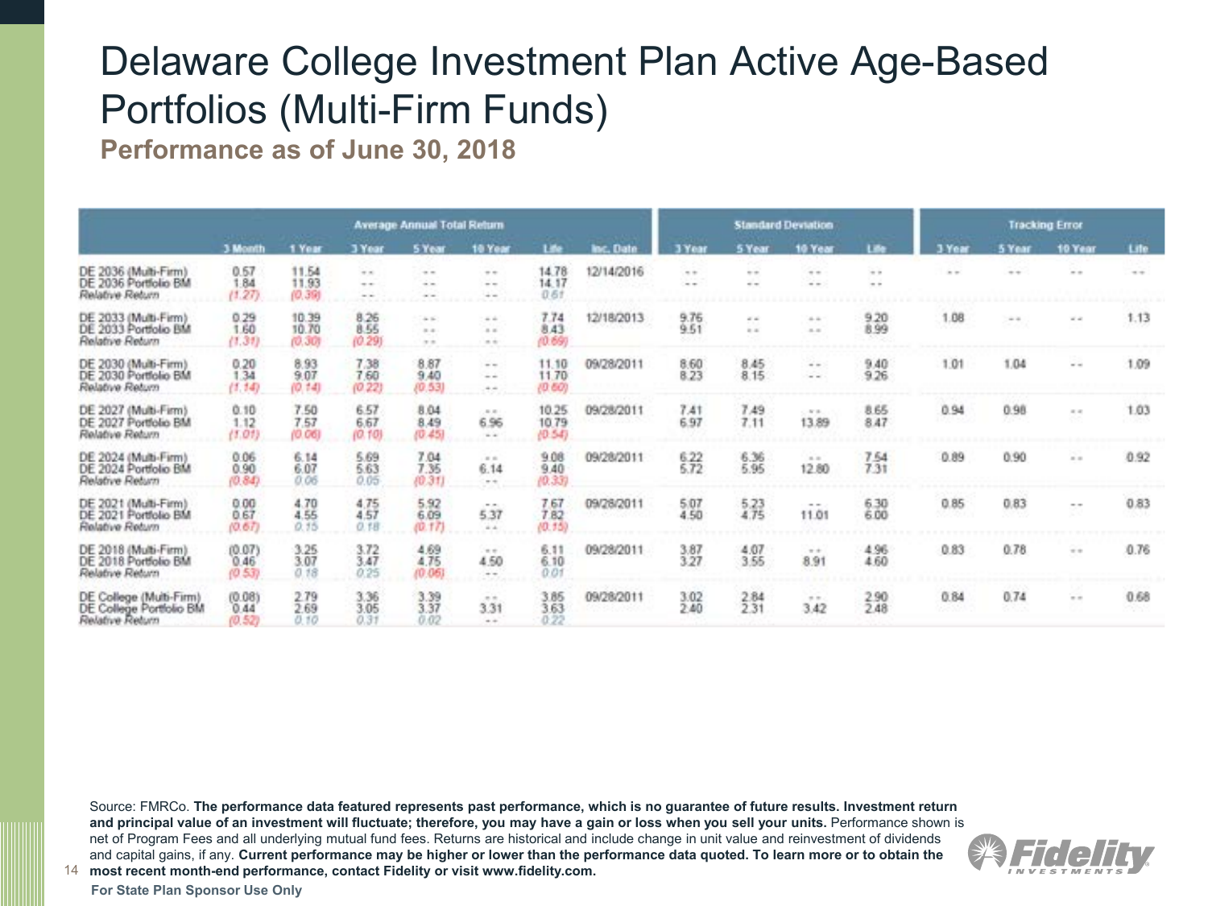# Delaware College Investment Plan Active Age-Based Portfolios (Multi-Firm Funds)

## Performance as of June 30, 2018

| | Average Annual Total Return | | | | | | | Standard Deviation | | | | Tracking Error | | | |
|---|---|---|---|---|---|---|---|---|---|---|---|---|---|---|---|
| | 3 Month | 1 Year | 3 Year | 5 Year | 10 Year | Life | Inc. Date | 3 Year | 5 Year | 10 Year | Life | 3 Year | 5 Year | 10 Year | Life |
| DE 2036 (Multi-Firm) | 0.57 | 11.54 | -- | -- | -- | 14.78 | 12/14/2016 | -- | -- | -- | -- | -- | -- | -- | -- |
| DE 2036 Portfolio BM | 1.84 | 11.93 | -- | -- | -- | 14.17 | | -- | -- | -- | -- | | | | |
| *Relative Return* | *(1.27)* | *(0.39)* | -- | -- | -- | *0.61* | | | | | | | | | |
| DE 2033 (Multi-Firm) | 0.29 | 10.39 | 8.26 | -- | -- | 7.74 | 12/18/2013 | 9.76 | -- | -- | 9.20 | 1.08 | -- | -- | 1.13 |
| DE 2033 Portfolio BM | 1.60 | 10.70 | 8.55 | -- | -- | 8.43 | | 9.51 | -- | -- | 8.99 | | | | |
| *Relative Return* | *(1.31)* | *(0.30)* | *(0.29)* | -- | -- | *(0.69)* | | | | | | | | | |
| DE 2030 (Multi-Firm) | 0.20 | 8.93 | 7.38 | 8.87 | -- | 11.10 | 09/28/2011 | 8.60 | 8.45 | -- | 9.40 | 1.01 | 1.04 | -- | 1.09 |
| DE 2030 Portfolio BM | 1.34 | 9.07 | 7.60 | 9.40 | -- | 11.70 | | 8.23 | 8.15 | -- | 9.26 | | | | |
| *Relative Return* | *(1.14)* | *(0.14)* | *(0.22)* | *(0.53)* | -- | *(0.60)* | | | | | | | | | |
| DE 2027 (Multi-Firm) | 0.10 | 7.50 | 6.57 | 8.04 | -- | 10.25 | 09/28/2011 | 7.41 | 7.49 | -- | 8.65 | 0.94 | 0.98 | -- | 1.03 |
| DE 2027 Portfolio BM | 1.12 | 7.57 | 6.67 | 8.49 | 6.96 | 10.79 | | 6.97 | 7.11 | 13.89 | 8.47 | | | | |
| *Relative Return* | *(1.01)* | *(0.06)* | *(0.10)* | *(0.45)* | -- | *(0.54)* | | | | | | | | | |
| DE 2024 (Multi-Firm) | 0.06 | 6.14 | 5.69 | 7.04 | -- | 9.08 | 09/28/2011 | 6.22 | 6.36 | -- | 7.54 | 0.89 | 0.90 | -- | 0.92 |
| DE 2024 Portfolio BM | 0.90 | 6.07 | 5.63 | 7.35 | 6.14 | 9.40 | | 5.72 | 5.95 | 12.80 | 7.31 | | | | |
| *Relative Return* | *(0.84)* | *0.06* | *0.05* | *(0.31)* | -- | *(0.33)* | | | | | | | | | |
| DE 2021 (Multi-Firm) | 0.00 | 4.70 | 4.75 | 5.92 | -- | 7.67 | 09/28/2011 | 5.07 | 5.23 | -- | 6.30 | 0.85 | 0.83 | -- | 0.83 |
| DE 2021 Portfolio BM | 0.67 | 4.55 | 4.57 | 6.09 | 5.37 | 7.82 | | 4.50 | 4.75 | 11.01 | 6.00 | | | | |
| *Relative Return* | *(0.67)* | *0.15* | *0.18* | *(0.17)* | -- | *(0.15)* | | | | | | | | | |
| DE 2018 (Multi-Firm) | (0.07) | 3.25 | 3.72 | 4.69 | -- | 6.11 | 09/28/2011 | 3.87 | 4.07 | -- | 4.96 | 0.83 | 0.78 | -- | 0.76 |
| DE 2018 Portfolio BM | 0.46 | 3.07 | 3.47 | 4.75 | 4.50 | 6.10 | | 3.27 | 3.55 | 8.91 | 4.60 | | | | |
| *Relative Return* | *(0.53)* | *0.18* | *0.25* | *(0.06)* | -- | *0.01* | | | | | | | | | |
| DE College (Multi-Firm) | (0.08) | 2.79 | 3.36 | 3.39 | -- | 3.85 | 09/28/2011 | 3.02 | 2.84 | -- | 2.90 | 0.84 | 0.74 | -- | 0.68 |
| DE College Portfolio BM | 0.44 | 2.69 | 3.05 | 3.37 | 3.31 | 3.63 | | 2.40 | 2.31 | 3.42 | 2.48 | | | | |
| *Relative Return* | *(0.52)* | *0.10* | *0.31* | *0.02* | -- | *0.22* | | | | | | | | | |

Source: FMRCo. **The performance data featured represents past performance, which is no guarantee of future results. Investment return and principal value of an investment will fluctuate; therefore, you may have a gain or loss when you sell your units.** Performance shown is net of Program Fees and all underlying mutual fund fees. Returns are historical and include change in unit value and reinvestment of dividends and capital gains, if any. **Current performance may be higher or lower than the performance data quoted. To learn more or to obtain the most recent month-end performance, contact Fidelity or visit www.fidelity.com.**

**For State Plan Sponsor Use Only**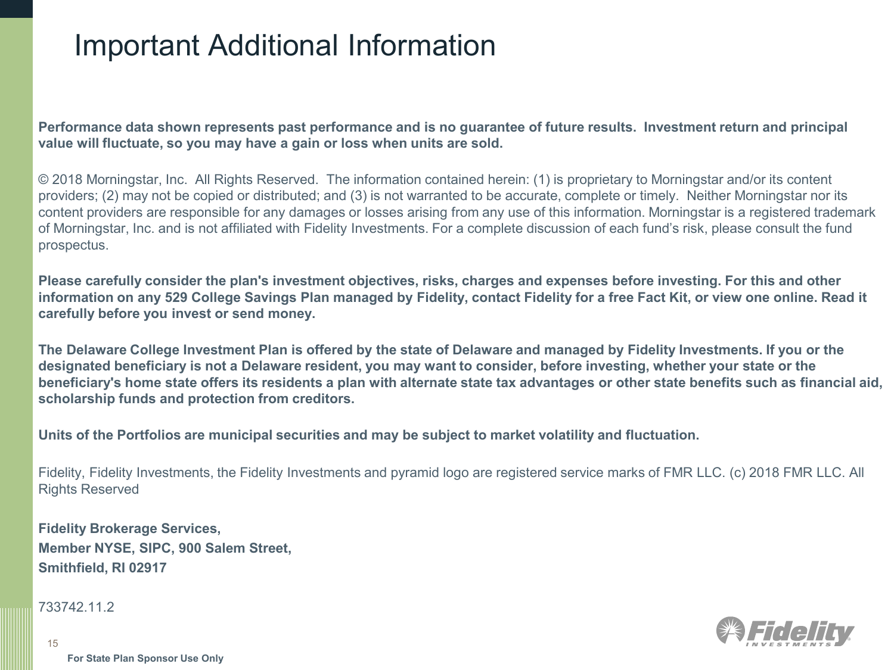# Important Additional Information

**Performance data shown represents past performance and is no guarantee of future results. Investment return and principal value will fluctuate, so you may have a gain or loss when units are sold.**

© 2018 Morningstar, Inc. All Rights Reserved. The information contained herein: (1) is proprietary to Morningstar and/or its content providers; (2) may not be copied or distributed; and (3) is not warranted to be accurate, complete or timely. Neither Morningstar nor its content providers are responsible for any damages or losses arising from any use of this information. Morningstar is a registered trademark of Morningstar, Inc. and is not affiliated with Fidelity Investments. For a complete discussion of each fund's risk, please consult the fund prospectus.

**Please carefully consider the plan's investment objectives, risks, charges and expenses before investing. For this and other information on any 529 College Savings Plan managed by Fidelity, contact Fidelity for a free Fact Kit, or view one online. Read it carefully before you invest or send money.**

**The Delaware College Investment Plan is offered by the state of Delaware and managed by Fidelity Investments. If you or the designated beneficiary is not a Delaware resident, you may want to consider, before investing, whether your state or the beneficiary's home state offers its residents a plan with alternate state tax advantages or other state benefits such as financial aid, scholarship funds and protection from creditors.**

**Units of the Portfolios are municipal securities and may be subject to market volatility and fluctuation.**

Fidelity, Fidelity Investments, the Fidelity Investments and pyramid logo are registered service marks of FMR LLC. (c) 2018 FMR LLC. All Rights Reserved

**Fidelity Brokerage Services,**
**Member NYSE, SIPC, 900 Salem Street,**
**Smithfield, RI 02917**

733742.11.2

**For State Plan Sponsor Use Only**